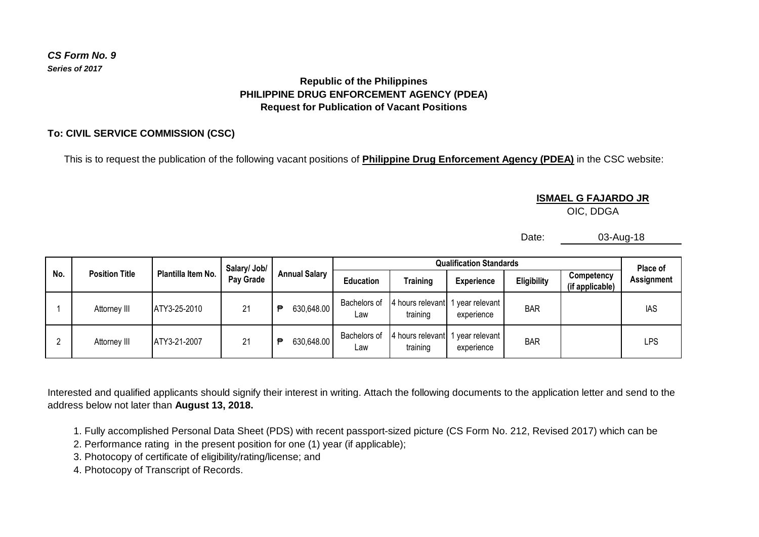*CS Form No. 9*
***Series of 2017***

**Republic of the Philippines**
**PHILIPPINE DRUG ENFORCEMENT AGENCY (PDEA)**
**Request for Publication of Vacant Positions**

**To: CIVIL SERVICE COMMISSION (CSC)**

This is to request the publication of the following vacant positions of **Philippine Drug Enforcement Agency (PDEA)** in the CSC website:

**ISMAEL G FAJARDO JR**
OIC, DDGA

Date: 03-Aug-18

| No. | Position Title | Plantilla Item No. | Salary/ Job/ Pay Grade | Annual Salary | Qualification Standards | | | | | Place of Assignment |
|---|---|---|---|---|---|---|---|---|---|---|
| | | | | | Education | Training | Experience | Eligibility | Competency (if applicable) | |
| 1 | Attorney III | ATY3-25-2010 | 21 | ₱ 630,648.00 | Bachelors of Law | 4 hours relevant training | 1 year relevant experience | BAR | | IAS |
| 2 | Attorney III | ATY3-21-2007 | 21 | ₱ 630,648.00 | Bachelors of Law | 4 hours relevant training | 1 year relevant experience | BAR | | LPS |

Interested and qualified applicants should signify their interest in writing. Attach the following documents to the application letter and send to the address below not later than **August 13, 2018.**

1. Fully accomplished Personal Data Sheet (PDS) with recent passport-sized picture (CS Form No. 212, Revised 2017) which can be
2. Performance rating in the present position for one (1) year (if applicable);
3. Photocopy of certificate of eligibility/rating/license; and
4. Photocopy of Transcript of Records.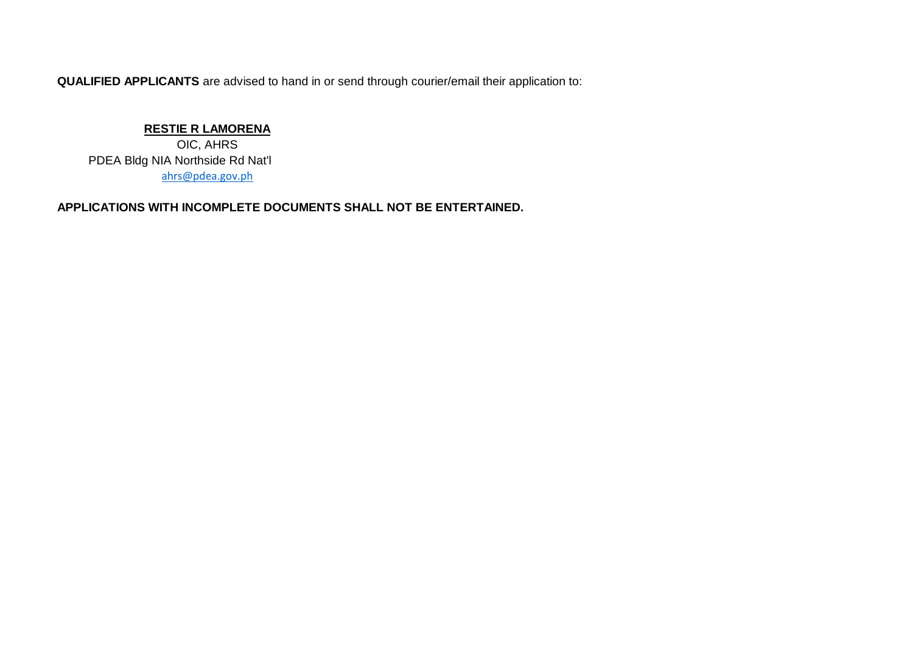**QUALIFIED APPLICANTS** are advised to hand in or send through courier/email their application to:

**RESTIE R LAMORENA**
OIC, AHRS
PDEA Bldg NIA Northside Rd Nat'l
ahrs@pdea.gov.ph

**APPLICATIONS WITH INCOMPLETE DOCUMENTS SHALL NOT BE ENTERTAINED.**